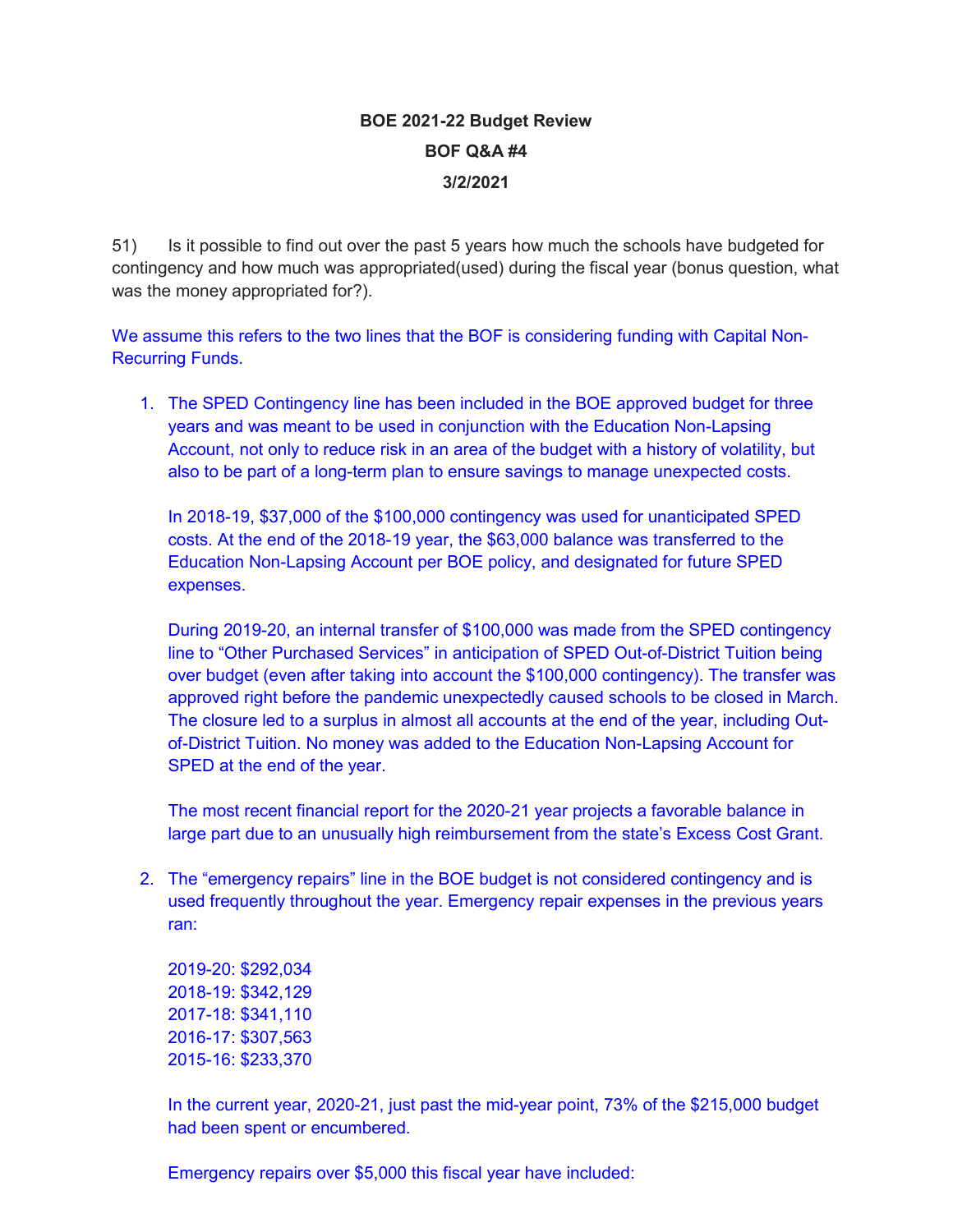**BOE 2021-22 Budget Review**

**BOF Q&A #4**

**3/2/2021**

51) Is it possible to find out over the past 5 years how much the schools have budgeted for contingency and how much was appropriated(used) during the fiscal year (bonus question, what was the money appropriated for?).

We assume this refers to the two lines that the BOF is considering funding with Capital Non-Recurring Funds.

1. The SPED Contingency line has been included in the BOE approved budget for three years and was meant to be used in conjunction with the Education Non-Lapsing Account, not only to reduce risk in an area of the budget with a history of volatility, but also to be part of a long-term plan to ensure savings to manage unexpected costs.

   In 2018-19, $37,000 of the $100,000 contingency was used for unanticipated SPED costs. At the end of the 2018-19 year, the $63,000 balance was transferred to the Education Non-Lapsing Account per BOE policy, and designated for future SPED expenses.

   During 2019-20, an internal transfer of $100,000 was made from the SPED contingency line to "Other Purchased Services" in anticipation of SPED Out-of-District Tuition being over budget (even after taking into account the $100,000 contingency). The transfer was approved right before the pandemic unexpectedly caused schools to be closed in March. The closure led to a surplus in almost all accounts at the end of the year, including Out-of-District Tuition. No money was added to the Education Non-Lapsing Account for SPED at the end of the year.

   The most recent financial report for the 2020-21 year projects a favorable balance in large part due to an unusually high reimbursement from the state's Excess Cost Grant.

2. The "emergency repairs" line in the BOE budget is not considered contingency and is used frequently throughout the year. Emergency repair expenses in the previous years ran:

   2019-20: $292,034
   2018-19: $342,129
   2017-18: $341,110
   2016-17: $307,563
   2015-16: $233,370

   In the current year, 2020-21, just past the mid-year point, 73% of the $215,000 budget had been spent or encumbered.

   Emergency repairs over $5,000 this fiscal year have included: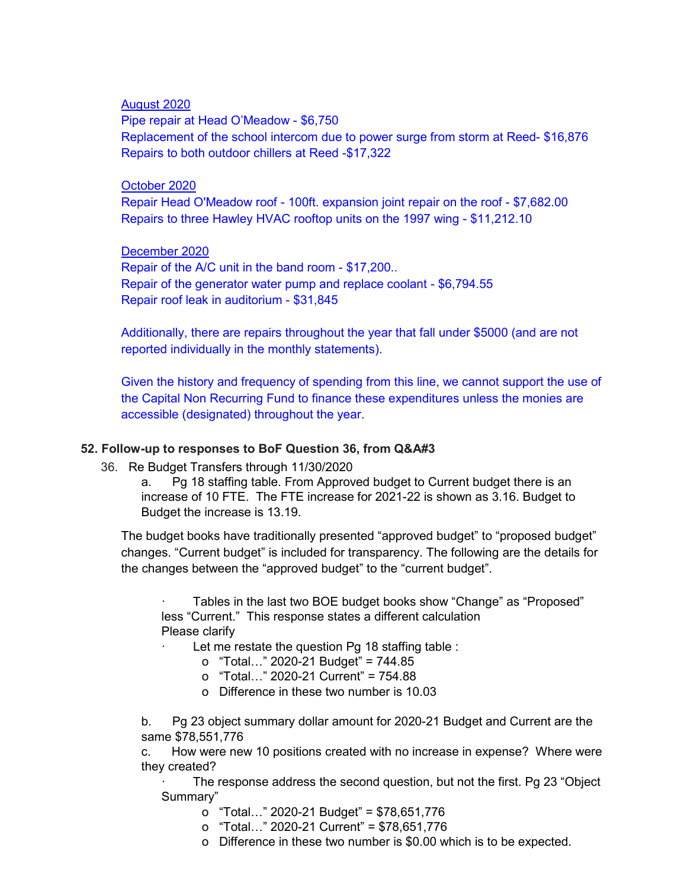August 2020

Pipe repair at Head O'Meadow - $6,750

Replacement of the school intercom due to power surge from storm at Reed- $16,876

Repairs to both outdoor chillers at Reed -$17,322

October 2020

Repair Head O'Meadow roof - 100ft. expansion joint repair on the roof - $7,682.00

Repairs to three Hawley HVAC rooftop units on the 1997 wing - $11,212.10

December 2020

Repair of the A/C unit in the band room - $17,200..

Repair of the generator water pump and replace coolant - $6,794.55

Repair roof leak in auditorium - $31,845

Additionally, there are repairs throughout the year that fall under $5000 (and are not reported individually in the monthly statements).

Given the history and frequency of spending from this line, we cannot support the use of the Capital Non Recurring Fund to finance these expenditures unless the monies are accessible (designated) throughout the year.

**52. Follow-up to responses to BoF Question 36, from Q&A#3**

36. Re Budget Transfers through 11/30/2020

a. Pg 18 staffing table. From Approved budget to Current budget there is an increase of 10 FTE. The FTE increase for 2021-22 is shown as 3.16. Budget to Budget the increase is 13.19.

The budget books have traditionally presented "approved budget" to "proposed budget" changes. "Current budget" is included for transparency. The following are the details for the changes between the "approved budget" to the "current budget".

- Tables in the last two BOE budget books show "Change" as "Proposed" less "Current." This response states a different calculation Please clarify
- Let me restate the question Pg 18 staffing table :
  - "Total…" 2020-21 Budget" = 744.85
  - "Total…" 2020-21 Current" = 754.88
  - Difference in these two number is 10.03

b. Pg 23 object summary dollar amount for 2020-21 Budget and Current are the same $78,551,776

c. How were new 10 positions created with no increase in expense? Where were they created?

- The response address the second question, but not the first. Pg 23 "Object Summary"
  - "Total…" 2020-21 Budget" = $78,651,776
  - "Total…" 2020-21 Current" = $78,651,776
  - Difference in these two number is $0.00 which is to be expected.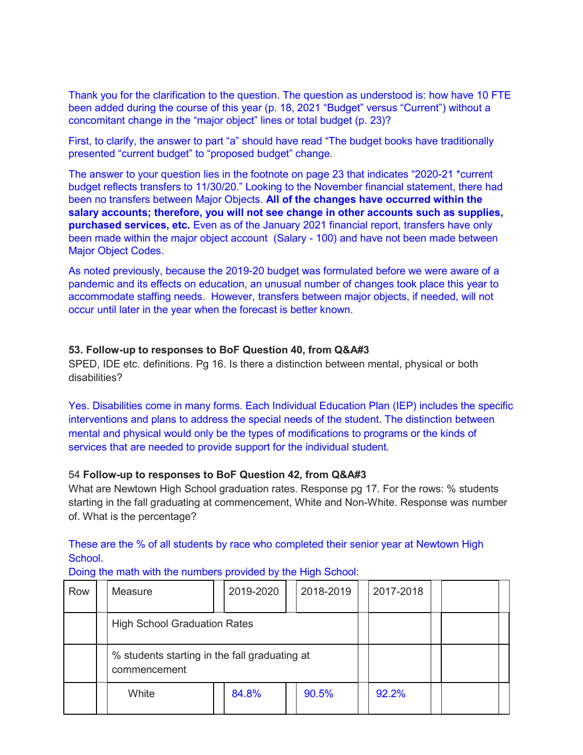Thank you for the clarification to the question. The question as understood is: how have 10 FTE been added during the course of this year (p. 18, 2021 "Budget" versus "Current") without a concomitant change in the "major object" lines or total budget (p. 23)?

First, to clarify, the answer to part "a" should have read "The budget books have traditionally presented "current budget" to "proposed budget" change.

The answer to your question lies in the footnote on page 23 that indicates "2020-21 *current budget reflects transfers to 11/30/20." Looking to the November financial statement, there had been no transfers between Major Objects. **All of the changes have occurred within the salary accounts; therefore, you will not see change in other accounts such as supplies, purchased services, etc.** Even as of the January 2021 financial report, transfers have only been made within the major object account (Salary - 100) and have not been made between Major Object Codes.

As noted previously, because the 2019-20 budget was formulated before we were aware of a pandemic and its effects on education, an unusual number of changes took place this year to accommodate staffing needs. However, transfers between major objects, if needed, will not occur until later in the year when the forecast is better known.

**53. Follow-up to responses to BoF Question 40, from Q&A#3**
SPED, IDE etc. definitions. Pg 16. Is there a distinction between mental, physical or both disabilities?

Yes. Disabilities come in many forms. Each Individual Education Plan (IEP) includes the specific interventions and plans to address the special needs of the student. The distinction between mental and physical would only be the types of modifications to programs or the kinds of services that are needed to provide support for the individual student.

54 **Follow-up to responses to BoF Question 42, from Q&A#3**
What are Newtown High School graduation rates. Response pg 17. For the rows: % students starting in the fall graduating at commencement, White and Non-White. Response was number of. What is the percentage?

These are the % of all students by race who completed their senior year at Newtown High School.
Doing the math with the numbers provided by the High School:

| Row | Measure | 2019-2020 | 2018-2019 | 2017-2018 | |
|---|---|---|---|---|---|
| | High School Graduation Rates | | | | |
| | % students starting in the fall graduating at commencement | | | | |
| | White | 84.8% | 90.5% | 92.2% | |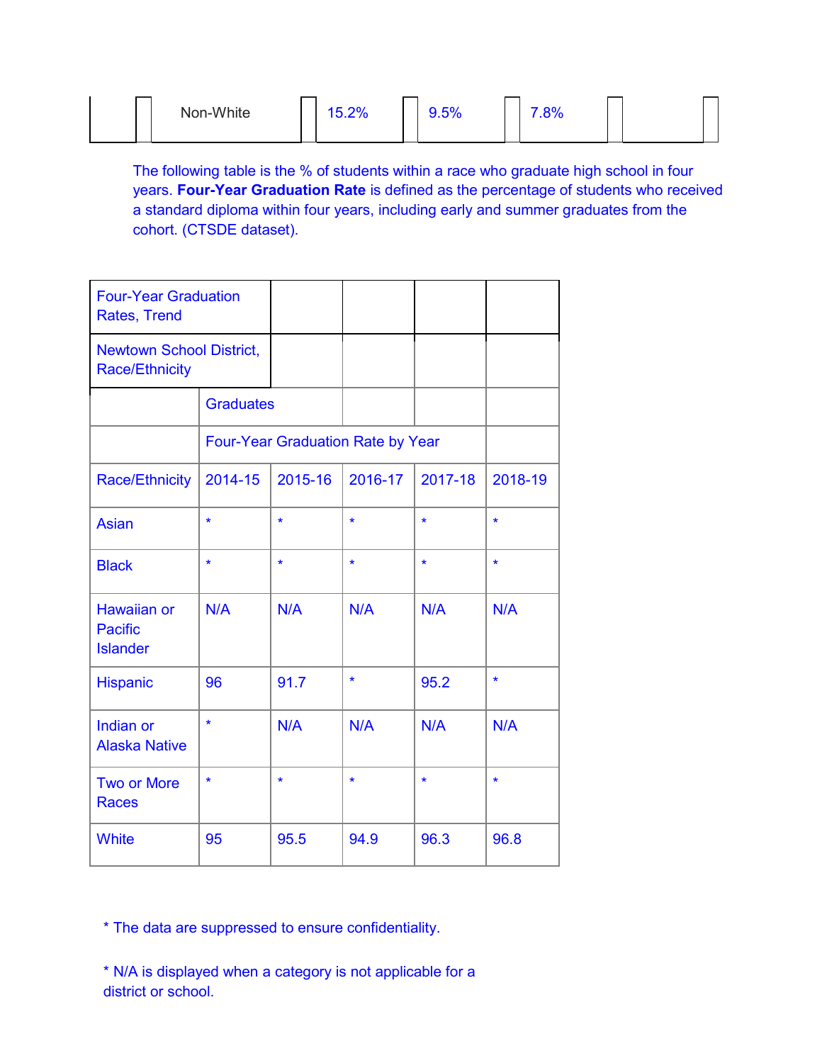| | Non-White | 15.2% | 9.5% | 7.8% | |
|---|---|---|---|---|---|

The following table is the % of students within a race who graduate high school in four years. **Four-Year Graduation Rate** is defined as the percentage of students who received a standard diploma within four years, including early and summer graduates from the cohort. (CTSDE dataset).

| Four-Year Graduation Rates, Trend | | | | | |
|---|---|---|---|---|---|
| Newtown School District, Race/Ethnicity | | | | | |
| | Graduates | | | | |
| | Four-Year Graduation Rate by Year | | | | |
| Race/Ethnicity | 2014-15 | 2015-16 | 2016-17 | 2017-18 | 2018-19 |
| Asian | * | * | * | * | * |
| Black | * | * | * | * | * |
| Hawaiian or Pacific Islander | N/A | N/A | N/A | N/A | N/A |
| Hispanic | 96 | 91.7 | * | 95.2 | * |
| Indian or Alaska Native | * | N/A | N/A | N/A | N/A |
| Two or More Races | * | * | * | * | * |
| White | 95 | 95.5 | 94.9 | 96.3 | 96.8 |

* The data are suppressed to ensure confidentiality.

* N/A is displayed when a category is not applicable for a district or school.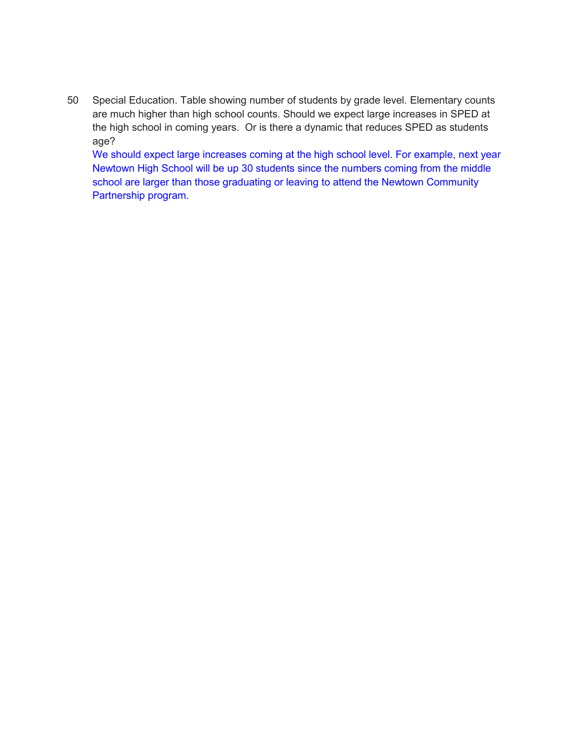50 Special Education. Table showing number of students by grade level. Elementary counts are much higher than high school counts. Should we expect large increases in SPED at the high school in coming years. Or is there a dynamic that reduces SPED as students age?

We should expect large increases coming at the high school level. For example, next year Newtown High School will be up 30 students since the numbers coming from the middle school are larger than those graduating or leaving to attend the Newtown Community Partnership program.